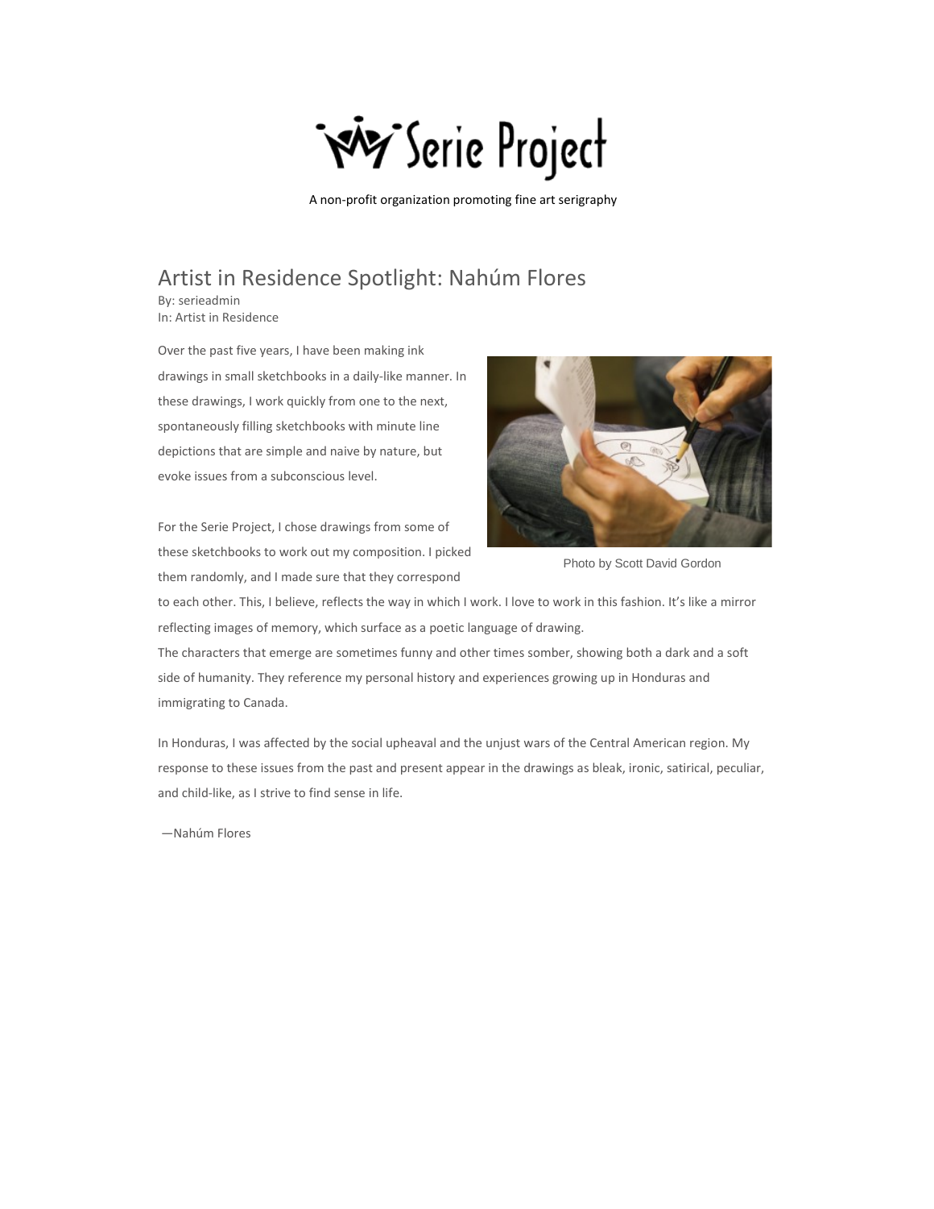# Serie Project

A non-profit organization promoting fine art serigraphy

## Artist in Residence Spotlight: Nahúm Flores

By: serieadmin
In: Artist in Residence

Over the past five years, I have been making ink drawings in small sketchbooks in a daily-like manner. In these drawings, I work quickly from one to the next, spontaneously filling sketchbooks with minute line depictions that are simple and naive by nature, but evoke issues from a subconscious level.

Photo by Scott David Gordon

For the Serie Project, I chose drawings from some of these sketchbooks to work out my composition. I picked them randomly, and I made sure that they correspond to each other. This, I believe, reflects the way in which I work. I love to work in this fashion. It's like a mirror reflecting images of memory, which surface as a poetic language of drawing.
The characters that emerge are sometimes funny and other times somber, showing both a dark and a soft side of humanity. They reference my personal history and experiences growing up in Honduras and immigrating to Canada.

In Honduras, I was affected by the social upheaval and the unjust wars of the Central American region. My response to these issues from the past and present appear in the drawings as bleak, ironic, satirical, peculiar, and child-like, as I strive to find sense in life.

—Nahúm Flores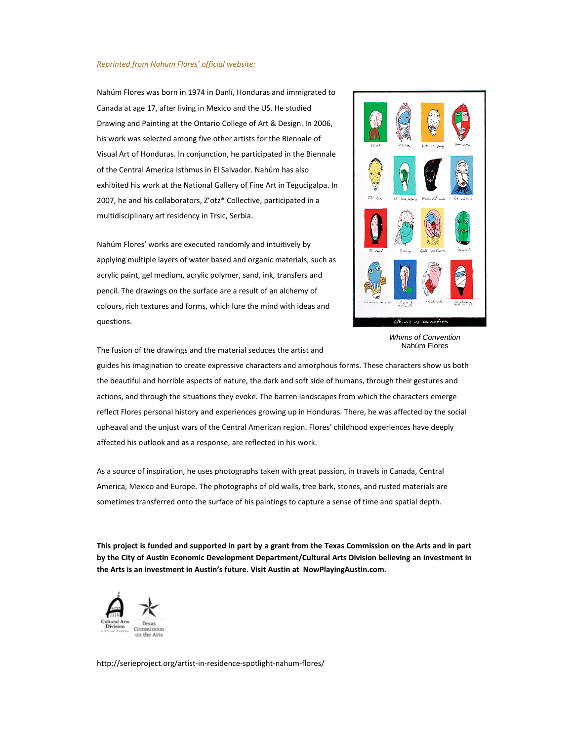*Reprinted from Nahum Flores' official website:*

Nahúm Flores was born in 1974 in Danlí, Honduras and immigrated to Canada at age 17, after living in Mexico and the US. He studied Drawing and Painting at the Ontario College of Art & Design. In 2006, his work was selected among five other artists for the Biennale of Visual Art of Honduras. In conjunction, he participated in the Biennale of the Central America Isthmus in El Salvador. Nahúm has also exhibited his work at the National Gallery of Fine Art in Tegucigalpa. In 2007, he and his collaborators, Z'otz* Collective, participated in a multidisciplinary art residency in Trsic, Serbia.

Nahúm Flores' works are executed randomly and intuitively by applying multiple layers of water based and organic materials, such as acrylic paint, gel medium, acrylic polymer, sand, ink, transfers and pencil. The drawings on the surface are a result of an alchemy of colours, rich textures and forms, which lure the mind with ideas and questions.

*Whims of Convention*
Nahúm Flores

The fusion of the drawings and the material seduces the artist and guides his imagination to create expressive characters and amorphous forms. These characters show us both the beautiful and horrible aspects of nature, the dark and soft side of humans, through their gestures and actions, and through the situations they evoke. The barren landscapes from which the characters emerge reflect Flores personal history and experiences growing up in Honduras. There, he was affected by the social upheaval and the unjust wars of the Central American region. Flores' childhood experiences have deeply affected his outlook and as a response, are reflected in his work.

As a source of inspiration, he uses photographs taken with great passion, in travels in Canada, Central America, Mexico and Europe. The photographs of old walls, tree bark, stones, and rusted materials are sometimes transferred onto the surface of his paintings to capture a sense of time and spatial depth.

**This project is funded and supported in part by a grant from the Texas Commission on the Arts and in part by the City of Austin Economic Development Department/Cultural Arts Division believing an investment in the Arts is an investment in Austin's future. Visit Austin at NowPlayingAustin.com.**

Cultural Arts Division CITY OF AUSTIN

Texas Commission on the Arts

http://serieproject.org/artist-in-residence-spotlight-nahum-flores/